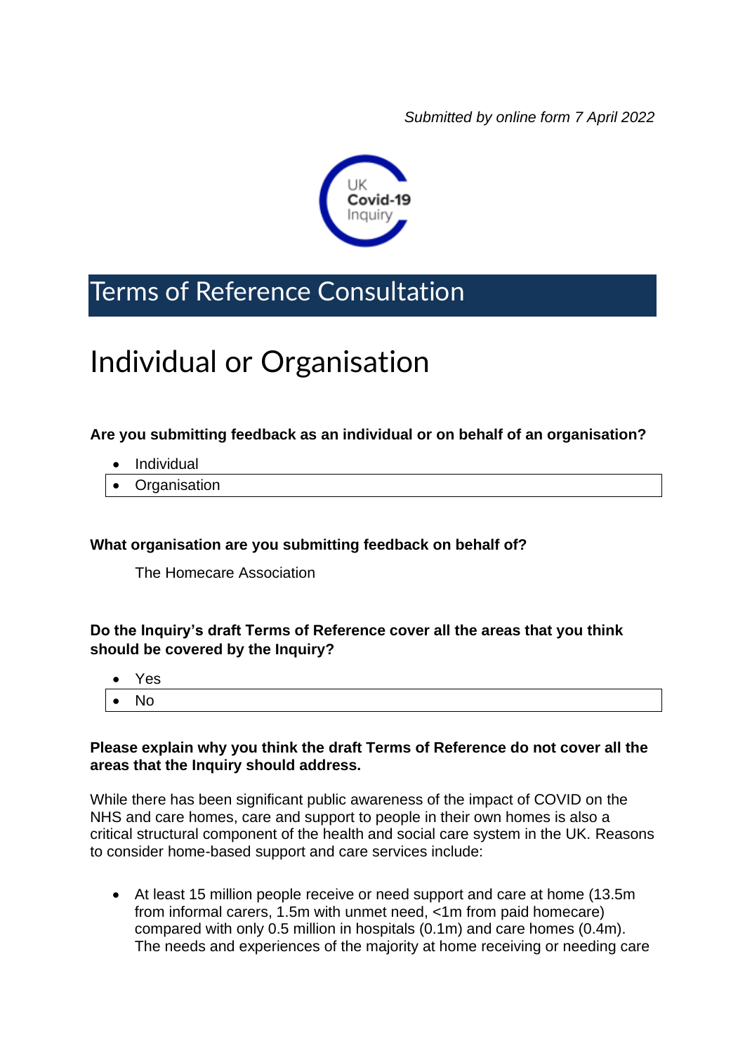*Submitted by online form 7 April 2022*

UK Covid-19 Inquiry

# Terms of Reference Consultation

# Individual or Organisation

**Are you submitting feedback as an individual or on behalf of an organisation?**

- Individual
- Organisation

**What organisation are you submitting feedback on behalf of?**

The Homecare Association

**Do the Inquiry's draft Terms of Reference cover all the areas that you think should be covered by the Inquiry?**

- Yes
- No

**Please explain why you think the draft Terms of Reference do not cover all the areas that the Inquiry should address.**

While there has been significant public awareness of the impact of COVID on the NHS and care homes, care and support to people in their own homes is also a critical structural component of the health and social care system in the UK. Reasons to consider home-based support and care services include:

- At least 15 million people receive or need support and care at home (13.5m from informal carers, 1.5m with unmet need, <1m from paid homecare) compared with only 0.5 million in hospitals (0.1m) and care homes (0.4m). The needs and experiences of the majority at home receiving or needing care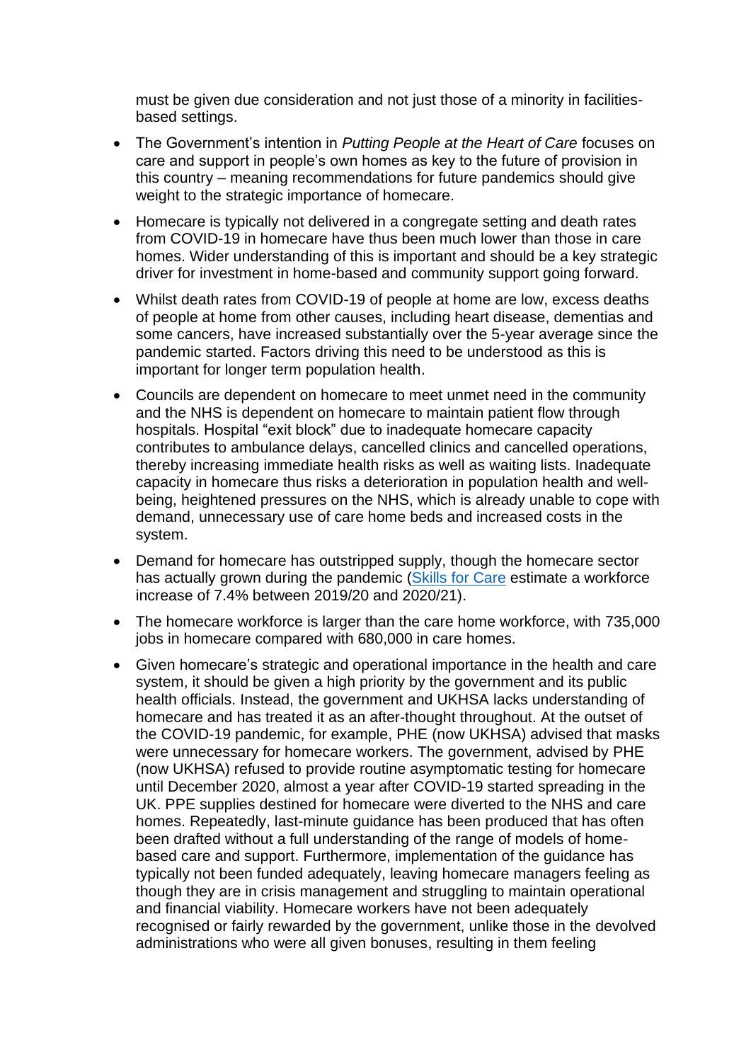must be given due consideration and not just those of a minority in facilities-based settings.

- The Government's intention in *Putting People at the Heart of Care* focuses on care and support in people's own homes as key to the future of provision in this country – meaning recommendations for future pandemics should give weight to the strategic importance of homecare.
- Homecare is typically not delivered in a congregate setting and death rates from COVID-19 in homecare have thus been much lower than those in care homes. Wider understanding of this is important and should be a key strategic driver for investment in home-based and community support going forward.
- Whilst death rates from COVID-19 of people at home are low, excess deaths of people at home from other causes, including heart disease, dementias and some cancers, have increased substantially over the 5-year average since the pandemic started. Factors driving this need to be understood as this is important for longer term population health.
- Councils are dependent on homecare to meet unmet need in the community and the NHS is dependent on homecare to maintain patient flow through hospitals. Hospital "exit block" due to inadequate homecare capacity contributes to ambulance delays, cancelled clinics and cancelled operations, thereby increasing immediate health risks as well as waiting lists. Inadequate capacity in homecare thus risks a deterioration in population health and well-being, heightened pressures on the NHS, which is already unable to cope with demand, unnecessary use of care home beds and increased costs in the system.
- Demand for homecare has outstripped supply, though the homecare sector has actually grown during the pandemic (Skills for Care estimate a workforce increase of 7.4% between 2019/20 and 2020/21).
- The homecare workforce is larger than the care home workforce, with 735,000 jobs in homecare compared with 680,000 in care homes.
- Given homecare's strategic and operational importance in the health and care system, it should be given a high priority by the government and its public health officials. Instead, the government and UKHSA lacks understanding of homecare and has treated it as an after-thought throughout. At the outset of the COVID-19 pandemic, for example, PHE (now UKHSA) advised that masks were unnecessary for homecare workers. The government, advised by PHE (now UKHSA) refused to provide routine asymptomatic testing for homecare until December 2020, almost a year after COVID-19 started spreading in the UK. PPE supplies destined for homecare were diverted to the NHS and care homes. Repeatedly, last-minute guidance has been produced that has often been drafted without a full understanding of the range of models of home-based care and support. Furthermore, implementation of the guidance has typically not been funded adequately, leaving homecare managers feeling as though they are in crisis management and struggling to maintain operational and financial viability. Homecare workers have not been adequately recognised or fairly rewarded by the government, unlike those in the devolved administrations who were all given bonuses, resulting in them feeling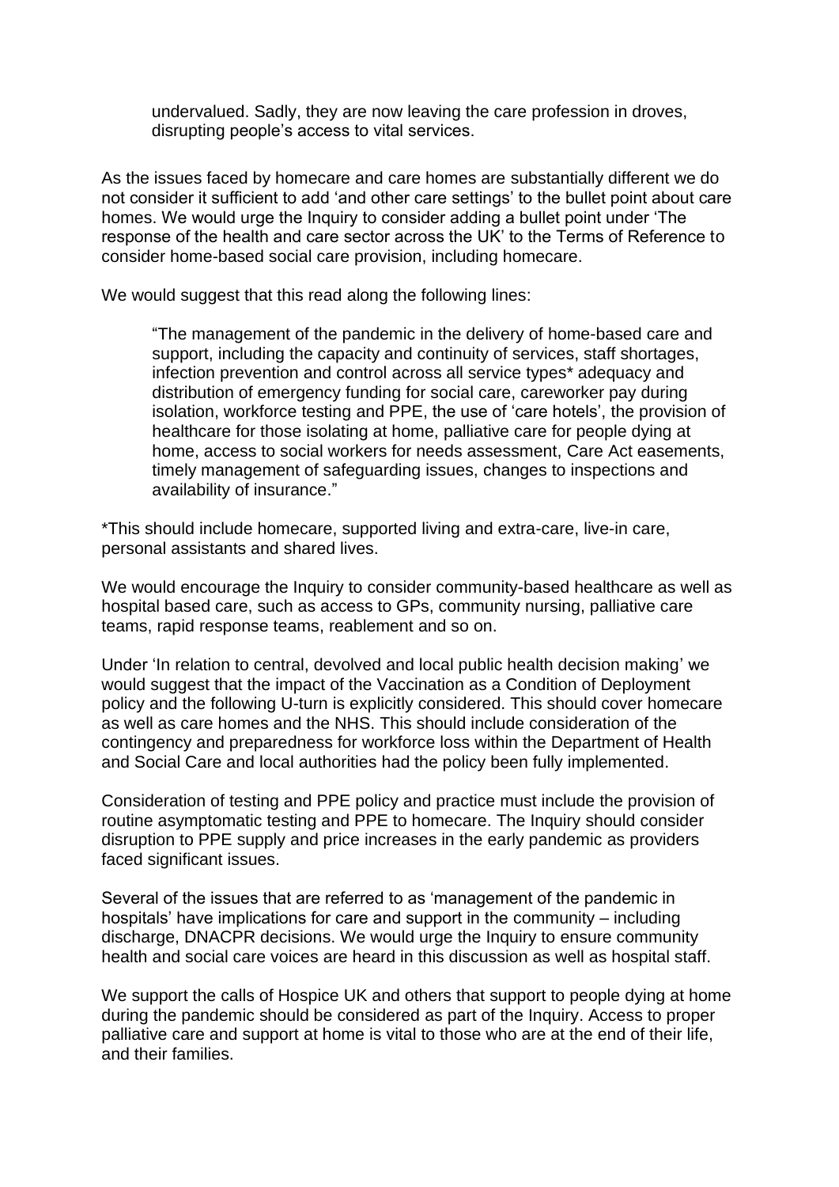> undervalued. Sadly, they are now leaving the care profession in droves, disrupting people's access to vital services.

As the issues faced by homecare and care homes are substantially different we do not consider it sufficient to add 'and other care settings' to the bullet point about care homes. We would urge the Inquiry to consider adding a bullet point under 'The response of the health and care sector across the UK' to the Terms of Reference to consider home-based social care provision, including homecare.

We would suggest that this read along the following lines:

> "The management of the pandemic in the delivery of home-based care and support, including the capacity and continuity of services, staff shortages, infection prevention and control across all service types* adequacy and distribution of emergency funding for social care, careworker pay during isolation, workforce testing and PPE, the use of 'care hotels', the provision of healthcare for those isolating at home, palliative care for people dying at home, access to social workers for needs assessment, Care Act easements, timely management of safeguarding issues, changes to inspections and availability of insurance."

*This should include homecare, supported living and extra-care, live-in care, personal assistants and shared lives.

We would encourage the Inquiry to consider community-based healthcare as well as hospital based care, such as access to GPs, community nursing, palliative care teams, rapid response teams, reablement and so on.

Under 'In relation to central, devolved and local public health decision making' we would suggest that the impact of the Vaccination as a Condition of Deployment policy and the following U-turn is explicitly considered. This should cover homecare as well as care homes and the NHS. This should include consideration of the contingency and preparedness for workforce loss within the Department of Health and Social Care and local authorities had the policy been fully implemented.

Consideration of testing and PPE policy and practice must include the provision of routine asymptomatic testing and PPE to homecare. The Inquiry should consider disruption to PPE supply and price increases in the early pandemic as providers faced significant issues.

Several of the issues that are referred to as 'management of the pandemic in hospitals' have implications for care and support in the community – including discharge, DNACPR decisions. We would urge the Inquiry to ensure community health and social care voices are heard in this discussion as well as hospital staff.

We support the calls of Hospice UK and others that support to people dying at home during the pandemic should be considered as part of the Inquiry. Access to proper palliative care and support at home is vital to those who are at the end of their life, and their families.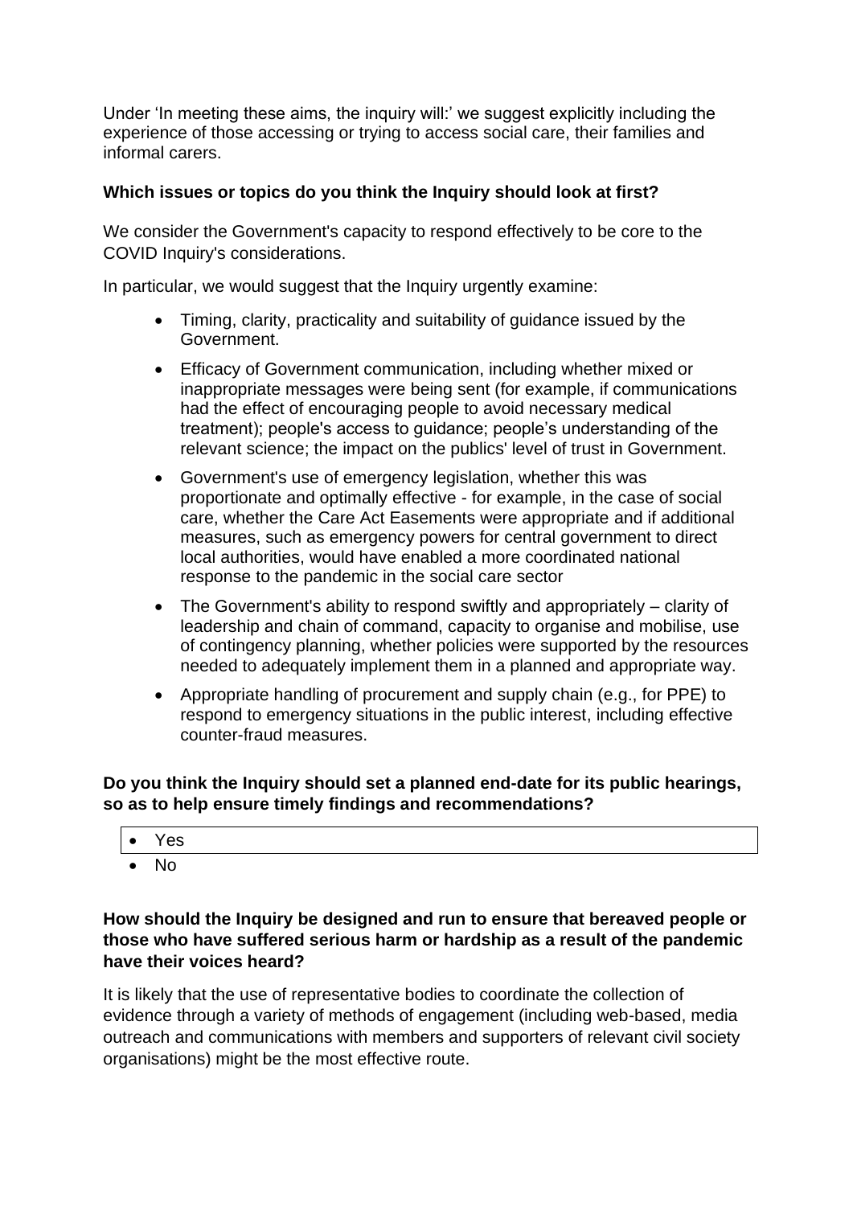Under 'In meeting these aims, the inquiry will:' we suggest explicitly including the experience of those accessing or trying to access social care, their families and informal carers.

**Which issues or topics do you think the Inquiry should look at first?**

We consider the Government's capacity to respond effectively to be core to the COVID Inquiry's considerations.

In particular, we would suggest that the Inquiry urgently examine:

- Timing, clarity, practicality and suitability of guidance issued by the Government.
- Efficacy of Government communication, including whether mixed or inappropriate messages were being sent (for example, if communications had the effect of encouraging people to avoid necessary medical treatment); people's access to guidance; people's understanding of the relevant science; the impact on the publics' level of trust in Government.
- Government's use of emergency legislation, whether this was proportionate and optimally effective - for example, in the case of social care, whether the Care Act Easements were appropriate and if additional measures, such as emergency powers for central government to direct local authorities, would have enabled a more coordinated national response to the pandemic in the social care sector
- The Government's ability to respond swiftly and appropriately – clarity of leadership and chain of command, capacity to organise and mobilise, use of contingency planning, whether policies were supported by the resources needed to adequately implement them in a planned and appropriate way.
- Appropriate handling of procurement and supply chain (e.g., for PPE) to respond to emergency situations in the public interest, including effective counter-fraud measures.

**Do you think the Inquiry should set a planned end-date for its public hearings, so as to help ensure timely findings and recommendations?**

- Yes
- No

**How should the Inquiry be designed and run to ensure that bereaved people or those who have suffered serious harm or hardship as a result of the pandemic have their voices heard?**

It is likely that the use of representative bodies to coordinate the collection of evidence through a variety of methods of engagement (including web-based, media outreach and communications with members and supporters of relevant civil society organisations) might be the most effective route.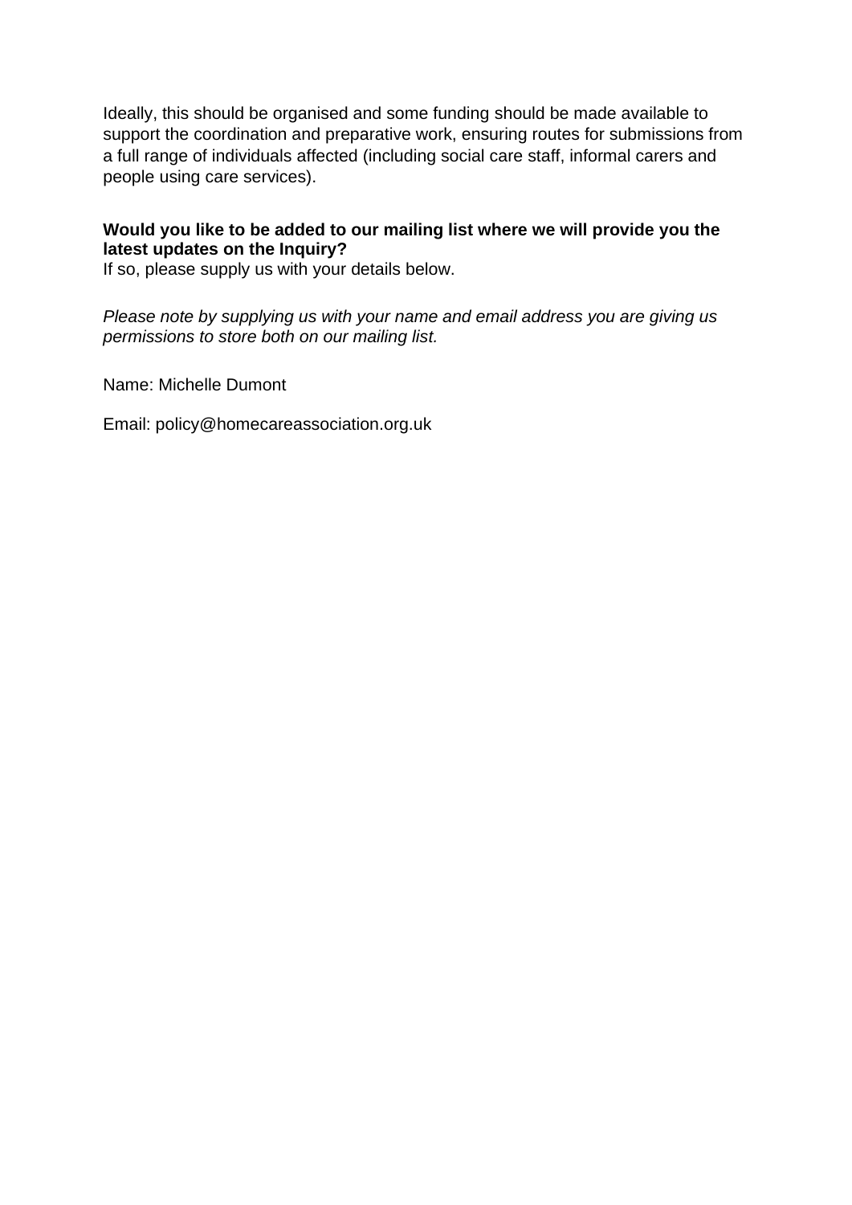Ideally, this should be organised and some funding should be made available to support the coordination and preparative work, ensuring routes for submissions from a full range of individuals affected (including social care staff, informal carers and people using care services).

**Would you like to be added to our mailing list where we will provide you the latest updates on the Inquiry?**
If so, please supply us with your details below.

*Please note by supplying us with your name and email address you are giving us permissions to store both on our mailing list.*

Name: Michelle Dumont

Email: policy@homecareassociation.org.uk